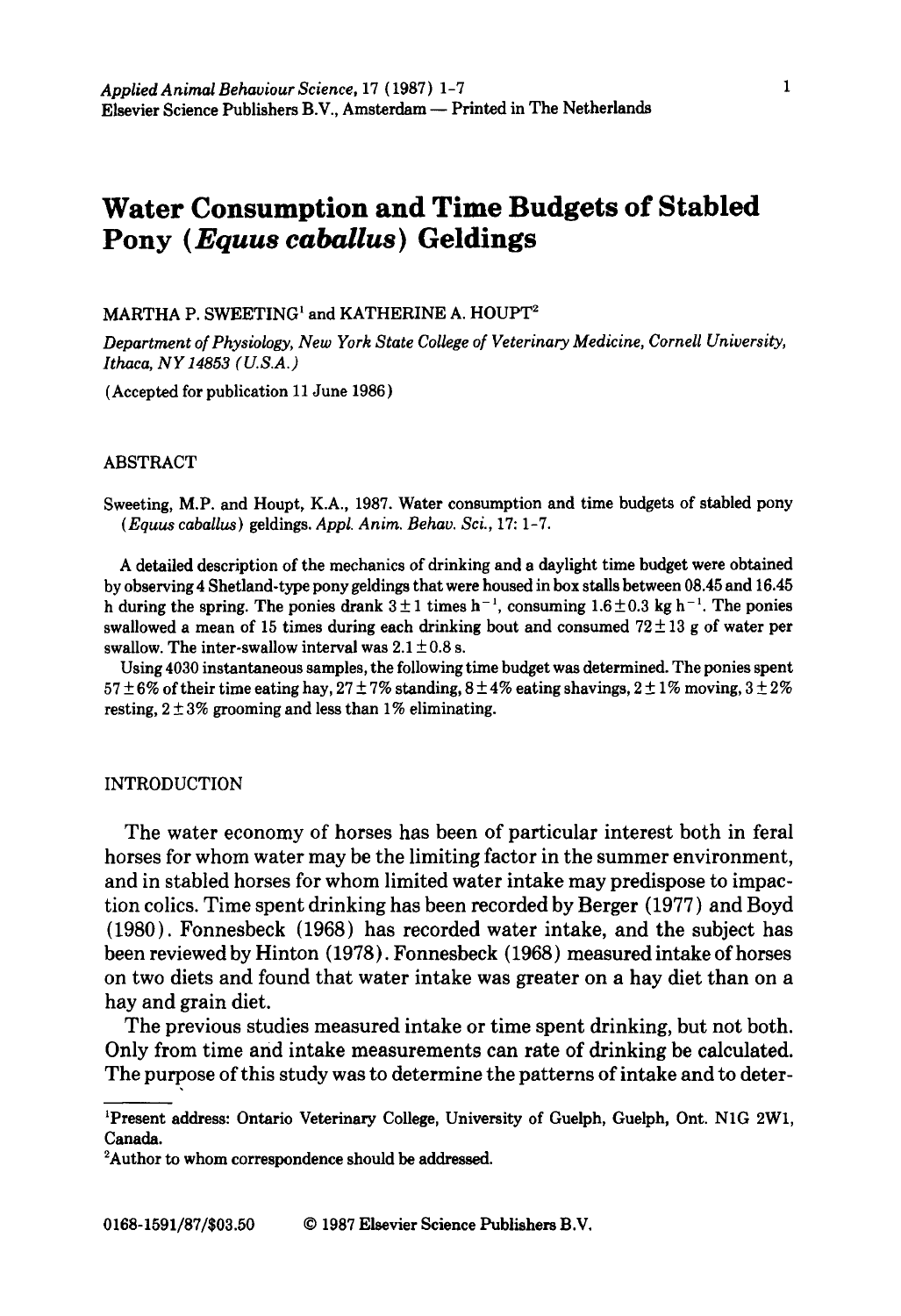# Water Consumption and Time Budgets of Stabled Pony (*Equus caballus*) Geldings

MARTHA P. SWEETING[1] and KATHERINE A. HOUPT[2]

*Department of Physiology, New York State College of Veterinary Medicine, Cornell University, Ithaca, NY 14853 (U.S.A.)*

(Accepted for publication 11 June 1986)

## ABSTRACT

Sweeting, M.P. and Houpt, K.A., 1987. Water consumption and time budgets of stabled pony (*Equus caballus*) geldings. *Appl. Anim. Behav. Sci.*, 17: 1-7.

A detailed description of the mechanics of drinking and a daylight time budget were obtained by observing 4 Shetland-type pony geldings that were housed in box stalls between 08.45 and 16.45 h during the spring. The ponies drank $3 \pm 1$ times $h^{-1}$, consuming $1.6 \pm 0.3$ kg $h^{-1}$. The ponies swallowed a mean of 15 times during each drinking bout and consumed $72 \pm 13$ g of water per swallow. The inter-swallow interval was $2.1 \pm 0.8$ s.

Using 4030 instantaneous samples, the following time budget was determined. The ponies spent $57 \pm 6$% of their time eating hay, $27 \pm 7$% standing, $8 \pm 4$% eating shavings, $2 \pm 1$% moving, $3 \pm 2$% resting, $2 \pm 3$% grooming and less than 1% eliminating.

## INTRODUCTION

The water economy of horses has been of particular interest both in feral horses for whom water may be the limiting factor in the summer environment, and in stabled horses for whom limited water intake may predispose to impaction colics. Time spent drinking has been recorded by Berger (1977) and Boyd (1980). Fonnesbeck (1968) has recorded water intake, and the subject has been reviewed by Hinton (1978). Fonnesbeck (1968) measured intake of horses on two diets and found that water intake was greater on a hay diet than on a hay and grain diet.

The previous studies measured intake or time spent drinking, but not both. Only from time and intake measurements can rate of drinking be calculated. The purpose of this study was to determine the patterns of intake and to deter-

---

[1]Present address: Ontario Veterinary College, University of Guelph, Guelph, Ont. N1G 2W1, Canada.

[2]Author to whom correspondence should be addressed.

0168-1591/87/$03.50 © 1987 Elsevier Science Publishers B.V.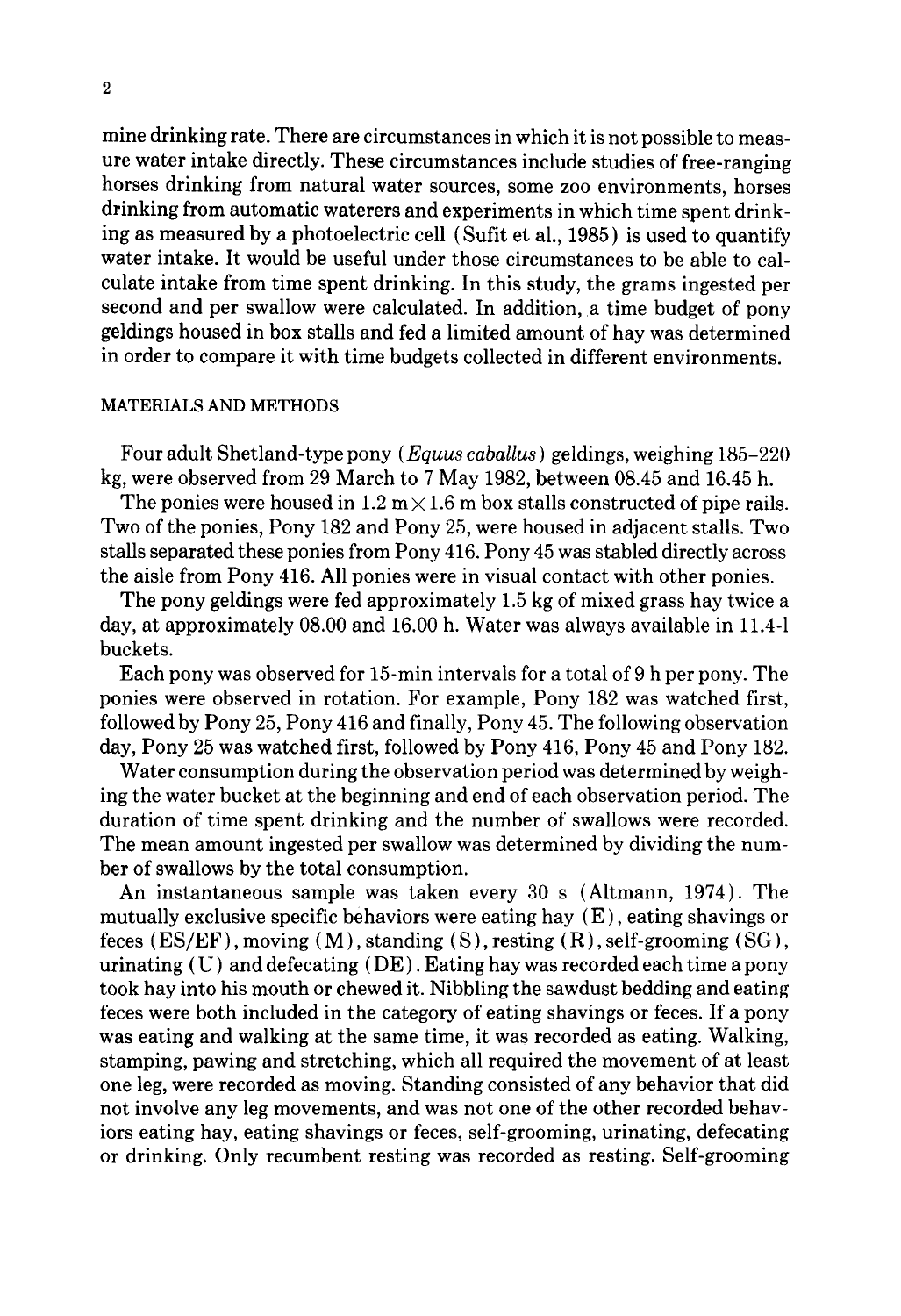mine drinking rate. There are circumstances in which it is not possible to measure water intake directly. These circumstances include studies of free-ranging horses drinking from natural water sources, some zoo environments, horses drinking from automatic waterers and experiments in which time spent drinking as measured by a photoelectric cell (Sufit et al., 1985) is used to quantify water intake. It would be useful under those circumstances to be able to calculate intake from time spent drinking. In this study, the grams ingested per second and per swallow were calculated. In addition, a time budget of pony geldings housed in box stalls and fed a limited amount of hay was determined in order to compare it with time budgets collected in different environments.

## MATERIALS AND METHODS

Four adult Shetland-type pony (*Equus caballus*) geldings, weighing 185–220 kg, were observed from 29 March to 7 May 1982, between 08.45 and 16.45 h.

The ponies were housed in 1.2 m × 1.6 m box stalls constructed of pipe rails. Two of the ponies, Pony 182 and Pony 25, were housed in adjacent stalls. Two stalls separated these ponies from Pony 416. Pony 45 was stabled directly across the aisle from Pony 416. All ponies were in visual contact with other ponies.

The pony geldings were fed approximately 1.5 kg of mixed grass hay twice a day, at approximately 08.00 and 16.00 h. Water was always available in 11.4-l buckets.

Each pony was observed for 15-min intervals for a total of 9 h per pony. The ponies were observed in rotation. For example, Pony 182 was watched first, followed by Pony 25, Pony 416 and finally, Pony 45. The following observation day, Pony 25 was watched first, followed by Pony 416, Pony 45 and Pony 182.

Water consumption during the observation period was determined by weighing the water bucket at the beginning and end of each observation period. The duration of time spent drinking and the number of swallows were recorded. The mean amount ingested per swallow was determined by dividing the number of swallows by the total consumption.

An instantaneous sample was taken every 30 s (Altmann, 1974). The mutually exclusive specific behaviors were eating hay (E), eating shavings or feces (ES/EF), moving (M), standing (S), resting (R), self-grooming (SG), urinating (U) and defecating (DE). Eating hay was recorded each time a pony took hay into his mouth or chewed it. Nibbling the sawdust bedding and eating feces were both included in the category of eating shavings or feces. If a pony was eating and walking at the same time, it was recorded as eating. Walking, stamping, pawing and stretching, which all required the movement of at least one leg, were recorded as moving. Standing consisted of any behavior that did not involve any leg movements, and was not one of the other recorded behaviors eating hay, eating shavings or feces, self-grooming, urinating, defecating or drinking. Only recumbent resting was recorded as resting. Self-grooming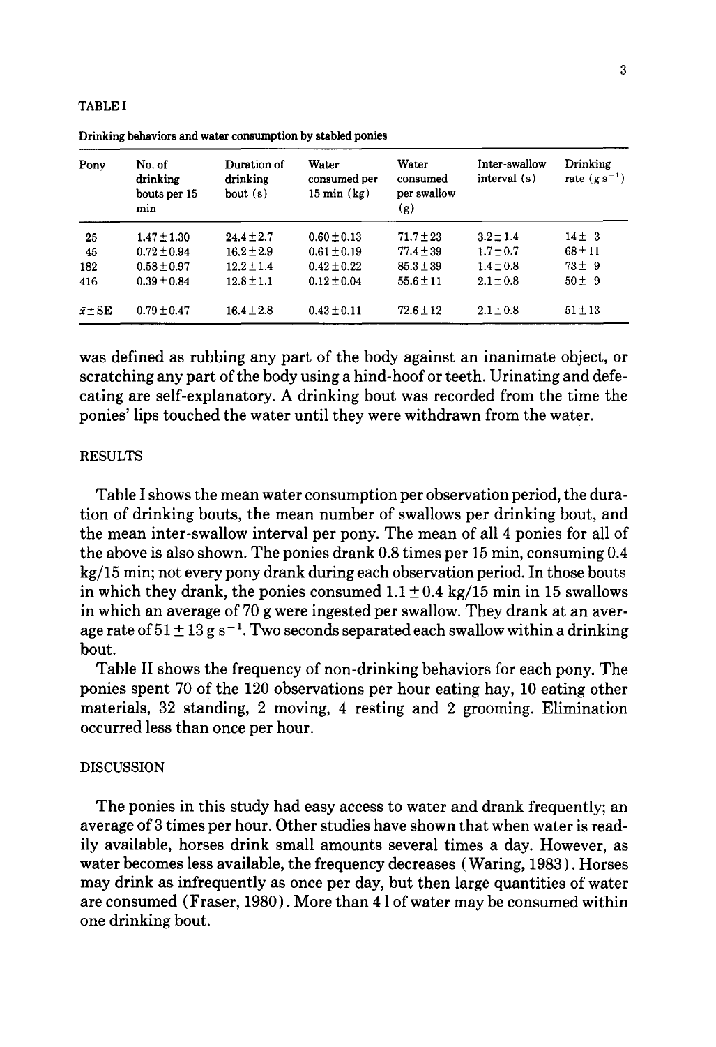TABLE I

Drinking behaviors and water consumption by stabled ponies

| Pony | No. of drinking bouts per 15 min | Duration of drinking bout (s) | Water consumed per 15 min (kg) | Water consumed per swallow (g) | Inter-swallow interval (s) | Drinking rate ($g\,s^{-1}$) |
|---|---|---|---|---|---|---|
| 25 | $1.47 \pm 1.30$ | $24.4 \pm 2.7$ | $0.60 \pm 0.13$ | $71.7 \pm 23$ | $3.2 \pm 1.4$ | $14 \pm 3$ |
| 45 | $0.72 \pm 0.94$ | $16.2 \pm 2.9$ | $0.61 \pm 0.19$ | $77.4 \pm 39$ | $1.7 \pm 0.7$ | $68 \pm 11$ |
| 182 | $0.58 \pm 0.97$ | $12.2 \pm 1.4$ | $0.42 \pm 0.22$ | $85.3 \pm 39$ | $1.4 \pm 0.8$ | $73 \pm 9$ |
| 416 | $0.39 \pm 0.84$ | $12.8 \pm 1.1$ | $0.12 \pm 0.04$ | $55.6 \pm 11$ | $2.1 \pm 0.8$ | $50 \pm 9$ |
| $\bar{x} \pm$ SE | $0.79 \pm 0.47$ | $16.4 \pm 2.8$ | $0.43 \pm 0.11$ | $72.6 \pm 12$ | $2.1 \pm 0.8$ | $51 \pm 13$ |

was defined as rubbing any part of the body against an inanimate object, or scratching any part of the body using a hind-hoof or teeth. Urinating and defecating are self-explanatory. A drinking bout was recorded from the time the ponies' lips touched the water until they were withdrawn from the water.

## RESULTS

Table I shows the mean water consumption per observation period, the duration of drinking bouts, the mean number of swallows per drinking bout, and the mean inter-swallow interval per pony. The mean of all 4 ponies for all of the above is also shown. The ponies drank 0.8 times per 15 min, consuming 0.4 kg/15 min; not every pony drank during each observation period. In those bouts in which they drank, the ponies consumed $1.1 \pm 0.4$ kg/15 min in 15 swallows in which an average of 70 g were ingested per swallow. They drank at an average rate of $51 \pm 13$ g $s^{-1}$. Two seconds separated each swallow within a drinking bout.

Table II shows the frequency of non-drinking behaviors for each pony. The ponies spent 70 of the 120 observations per hour eating hay, 10 eating other materials, 32 standing, 2 moving, 4 resting and 2 grooming. Elimination occurred less than once per hour.

## DISCUSSION

The ponies in this study had easy access to water and drank frequently; an average of 3 times per hour. Other studies have shown that when water is readily available, horses drink small amounts several times a day. However, as water becomes less available, the frequency decreases (Waring, 1983). Horses may drink as infrequently as once per day, but then large quantities of water are consumed (Fraser, 1980). More than 4 l of water may be consumed within one drinking bout.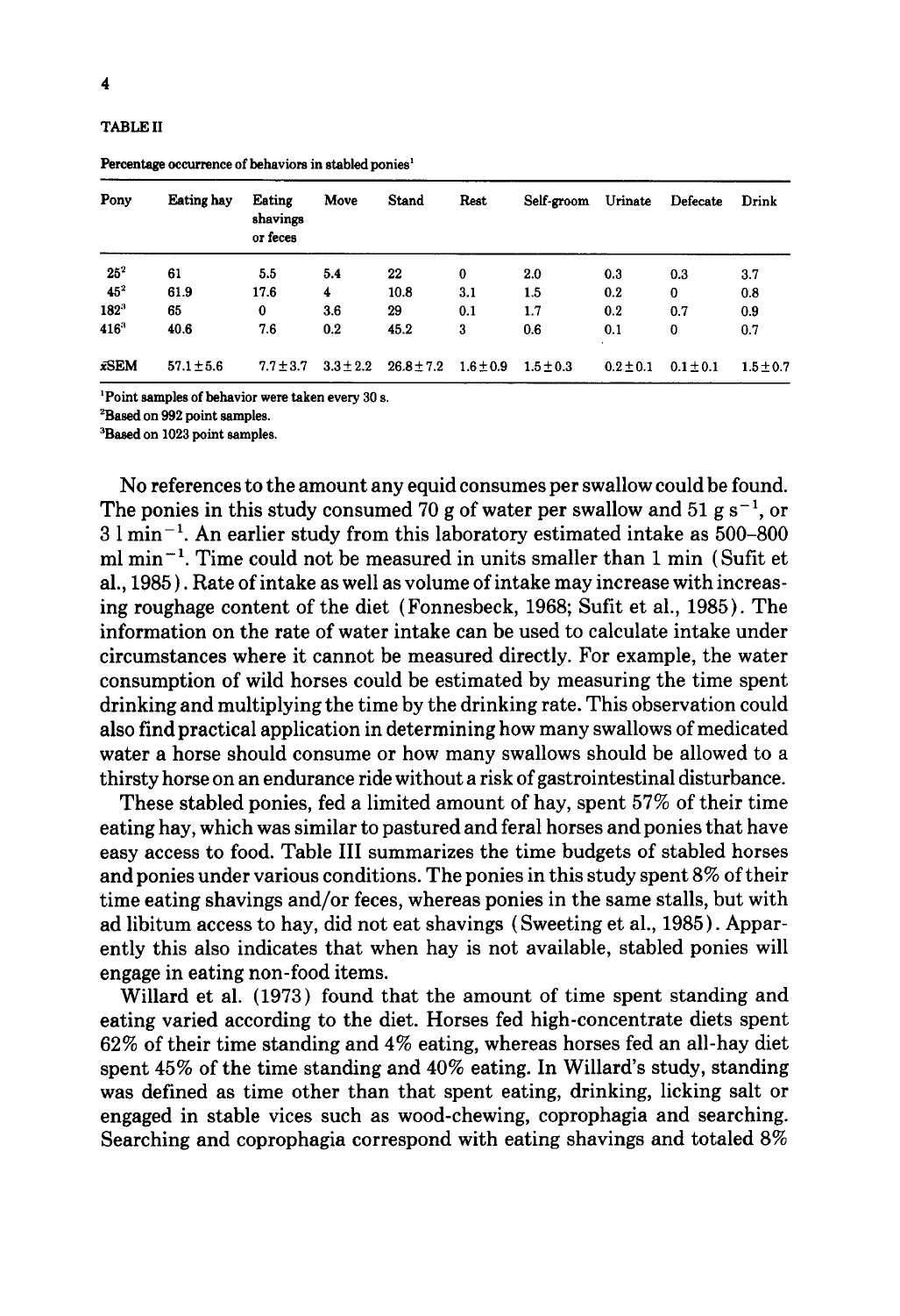TABLE II

Percentage occurrence of behaviors in stabled ponies[1]

| Pony | Eating hay | Eating shavings or feces | Move | Stand | Rest | Self-groom | Urinate | Defecate | Drink |
|---|---|---|---|---|---|---|---|---|---|
| 25[2] | 61 | 5.5 | 5.4 | 22 | 0 | 2.0 | 0.3 | 0.3 | 3.7 |
| 45[2] | 61.9 | 17.6 | 4 | 10.8 | 3.1 | 1.5 | 0.2 | 0 | 0.8 |
| 182[3] | 65 | 0 | 3.6 | 29 | 0.1 | 1.7 | 0.2 | 0.7 | 0.9 |
| 416[3] | 40.6 | 7.6 | 0.2 | 45.2 | 3 | 0.6 | 0.1 | 0 | 0.7 |
| $\bar{x}$SEM | 57.1±5.6 | 7.7±3.7 | 3.3±2.2 | 26.8±7.2 | 1.6±0.9 | 1.5±0.3 | 0.2±0.1 | 0.1±0.1 | 1.5±0.7 |

[1]Point samples of behavior were taken every 30 s.
[2]Based on 992 point samples.
[3]Based on 1023 point samples.

No references to the amount any equid consumes per swallow could be found. The ponies in this study consumed 70 g of water per swallow and 51 g $s^{-1}$, or 3 l $min^{-1}$. An earlier study from this laboratory estimated intake as 500–800 ml $min^{-1}$. Time could not be measured in units smaller than 1 min (Sufit et al., 1985). Rate of intake as well as volume of intake may increase with increasing roughage content of the diet (Fonnesbeck, 1968; Sufit et al., 1985). The information on the rate of water intake can be used to calculate intake under circumstances where it cannot be measured directly. For example, the water consumption of wild horses could be estimated by measuring the time spent drinking and multiplying the time by the drinking rate. This observation could also find practical application in determining how many swallows of medicated water a horse should consume or how many swallows should be allowed to a thirsty horse on an endurance ride without a risk of gastrointestinal disturbance.

These stabled ponies, fed a limited amount of hay, spent 57% of their time eating hay, which was similar to pastured and feral horses and ponies that have easy access to food. Table III summarizes the time budgets of stabled horses and ponies under various conditions. The ponies in this study spent 8% of their time eating shavings and/or feces, whereas ponies in the same stalls, but with ad libitum access to hay, did not eat shavings (Sweeting et al., 1985). Apparently this also indicates that when hay is not available, stabled ponies will engage in eating non-food items.

Willard et al. (1973) found that the amount of time spent standing and eating varied according to the diet. Horses fed high-concentrate diets spent 62% of their time standing and 4% eating, whereas horses fed an all-hay diet spent 45% of the time standing and 40% eating. In Willard's study, standing was defined as time other than that spent eating, drinking, licking salt or engaged in stable vices such as wood-chewing, coprophagia and searching. Searching and coprophagia correspond with eating shavings and totaled 8%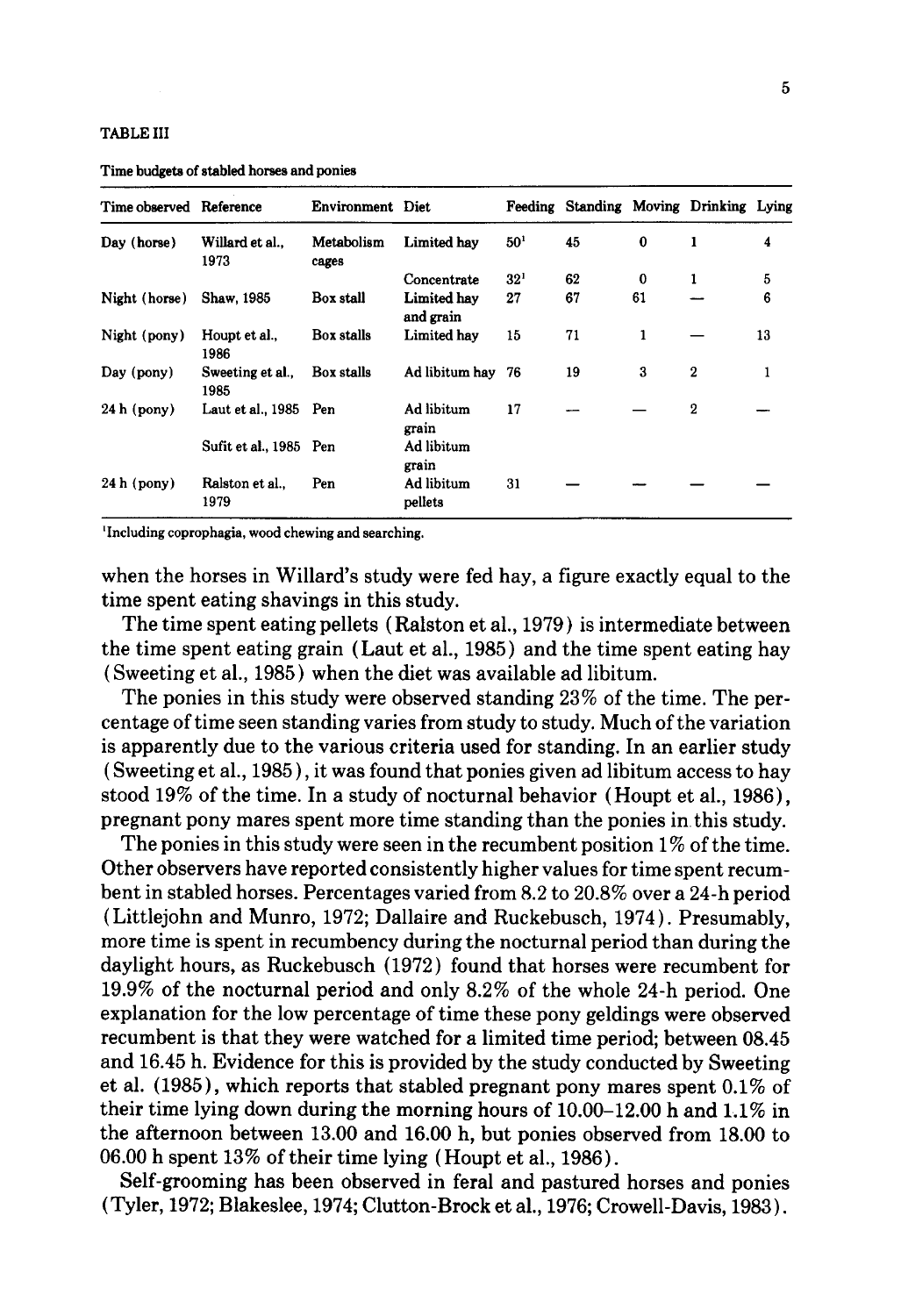TABLE III

Time budgets of stabled horses and ponies

| Time observed | Reference | Environment | Diet | Feeding | Standing | Moving | Drinking | Lying |
|---|---|---|---|---|---|---|---|---|
| Day (horse) | Willard et al., 1973 | Metabolism cages | Limited hay | 50[1] | 45 | 0 | 1 | 4 |
| | | | Concentrate | 32[1] | 62 | 0 | 1 | 5 |
| Night (horse) | Shaw, 1985 | Box stall | Limited hay and grain | 27 | 67 | 61 | — | 6 |
| Night (pony) | Houpt et al., 1986 | Box stalls | Limited hay | 15 | 71 | 1 | — | 13 |
| Day (pony) | Sweeting et al., 1985 | Box stalls | Ad libitum hay | 76 | 19 | 3 | 2 | 1 |
| 24 h (pony) | Laut et al., 1985 | Pen | Ad libitum grain | 17 | — | — | 2 | — |
| | Sufit et al., 1985 | Pen | Ad libitum grain | | | | | |
| 24 h (pony) | Ralston et al., 1979 | Pen | Ad libitum pellets | 31 | — | — | — | — |

[1]Including coprophagia, wood chewing and searching.

when the horses in Willard's study were fed hay, a figure exactly equal to the time spent eating shavings in this study.

The time spent eating pellets (Ralston et al., 1979) is intermediate between the time spent eating grain (Laut et al., 1985) and the time spent eating hay (Sweeting et al., 1985) when the diet was available ad libitum.

The ponies in this study were observed standing 23% of the time. The percentage of time seen standing varies from study to study. Much of the variation is apparently due to the various criteria used for standing. In an earlier study (Sweeting et al., 1985), it was found that ponies given ad libitum access to hay stood 19% of the time. In a study of nocturnal behavior (Houpt et al., 1986), pregnant pony mares spent more time standing than the ponies in this study.

The ponies in this study were seen in the recumbent position 1% of the time. Other observers have reported consistently higher values for time spent recumbent in stabled horses. Percentages varied from 8.2 to 20.8% over a 24-h period (Littlejohn and Munro, 1972; Dallaire and Ruckebusch, 1974). Presumably, more time is spent in recumbency during the nocturnal period than during the daylight hours, as Ruckebusch (1972) found that horses were recumbent for 19.9% of the nocturnal period and only 8.2% of the whole 24-h period. One explanation for the low percentage of time these pony geldings were observed recumbent is that they were watched for a limited time period; between 08.45 and 16.45 h. Evidence for this is provided by the study conducted by Sweeting et al. (1985), which reports that stabled pregnant pony mares spent 0.1% of their time lying down during the morning hours of 10.00–12.00 h and 1.1% in the afternoon between 13.00 and 16.00 h, but ponies observed from 18.00 to 06.00 h spent 13% of their time lying (Houpt et al., 1986).

Self-grooming has been observed in feral and pastured horses and ponies (Tyler, 1972; Blakeslee, 1974; Clutton-Brock et al., 1976; Crowell-Davis, 1983).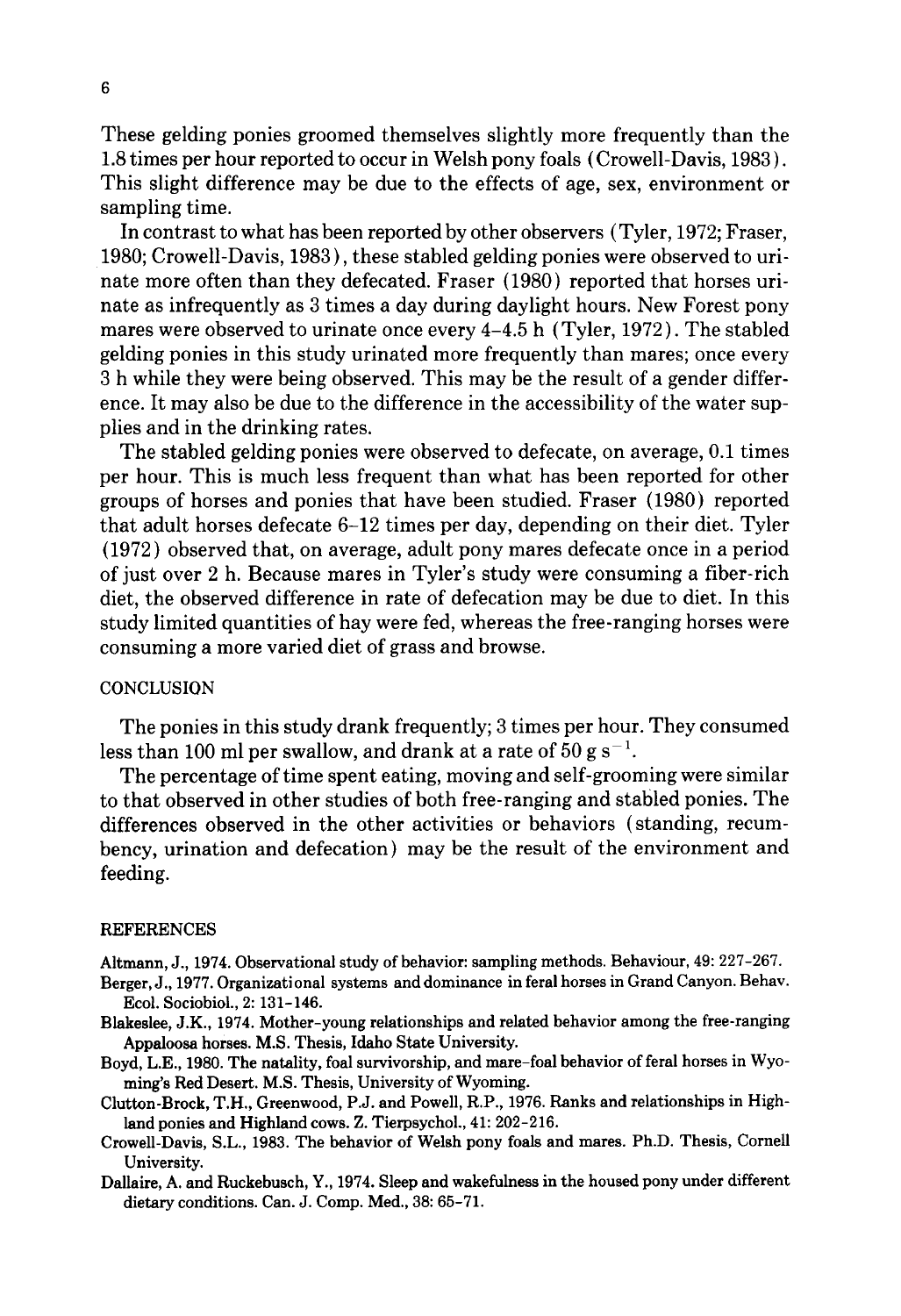These gelding ponies groomed themselves slightly more frequently than the 1.8 times per hour reported to occur in Welsh pony foals (Crowell-Davis, 1983). This slight difference may be due to the effects of age, sex, environment or sampling time.

In contrast to what has been reported by other observers (Tyler, 1972; Fraser, 1980; Crowell-Davis, 1983), these stabled gelding ponies were observed to urinate more often than they defecated. Fraser (1980) reported that horses urinate as infrequently as 3 times a day during daylight hours. New Forest pony mares were observed to urinate once every 4–4.5 h (Tyler, 1972). The stabled gelding ponies in this study urinated more frequently than mares; once every 3 h while they were being observed. This may be the result of a gender difference. It may also be due to the difference in the accessibility of the water supplies and in the drinking rates.

The stabled gelding ponies were observed to defecate, on average, 0.1 times per hour. This is much less frequent than what has been reported for other groups of horses and ponies that have been studied. Fraser (1980) reported that adult horses defecate 6–12 times per day, depending on their diet. Tyler (1972) observed that, on average, adult pony mares defecate once in a period of just over 2 h. Because mares in Tyler's study were consuming a fiber-rich diet, the observed difference in rate of defecation may be due to diet. In this study limited quantities of hay were fed, whereas the free-ranging horses were consuming a more varied diet of grass and browse.

## CONCLUSION

The ponies in this study drank frequently; 3 times per hour. They consumed less than 100 ml per swallow, and drank at a rate of 50 g $s^{-1}$.

The percentage of time spent eating, moving and self-grooming were similar to that observed in other studies of both free-ranging and stabled ponies. The differences observed in the other activities or behaviors (standing, recumbency, urination and defecation) may be the result of the environment and feeding.

## REFERENCES

Altmann, J., 1974. Observational study of behavior: sampling methods. Behaviour, 49: 227–267.

Berger, J., 1977. Organizational systems and dominance in feral horses in Grand Canyon. Behav. Ecol. Sociobiol., 2: 131–146.

Blakeslee, J.K., 1974. Mother-young relationships and related behavior among the free-ranging Appaloosa horses. M.S. Thesis, Idaho State University.

Boyd, L.E., 1980. The natality, foal survivorship, and mare-foal behavior of feral horses in Wyoming's Red Desert. M.S. Thesis, University of Wyoming.

Clutton-Brock, T.H., Greenwood, P.J. and Powell, R.P., 1976. Ranks and relationships in Highland ponies and Highland cows. Z. Tierpsychol., 41: 202–216.

Crowell-Davis, S.L., 1983. The behavior of Welsh pony foals and mares. Ph.D. Thesis, Cornell University.

Dallaire, A. and Ruckebusch, Y., 1974. Sleep and wakefulness in the housed pony under different dietary conditions. Can. J. Comp. Med., 38: 65–71.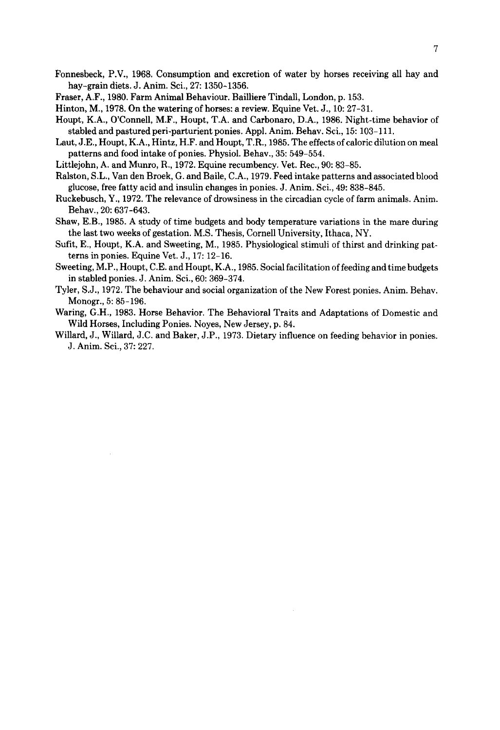Fonnesbeck, P.V., 1968. Consumption and excretion of water by horses receiving all hay and hay-grain diets. J. Anim. Sci., 27: 1350-1356.

Fraser, A.F., 1980. Farm Animal Behaviour. Bailliere Tindall, London, p. 153.

Hinton, M., 1978. On the watering of horses: a review. Equine Vet. J., 10: 27-31.

Houpt, K.A., O'Connell, M.F., Houpt, T.A. and Carbonaro, D.A., 1986. Night-time behavior of stabled and pastured peri-parturient ponies. Appl. Anim. Behav. Sci., 15: 103-111.

Laut, J.E., Houpt, K.A., Hintz, H.F. and Houpt, T.R., 1985. The effects of caloric dilution on meal patterns and food intake of ponies. Physiol. Behav., 35: 549-554.

Littlejohn, A. and Munro, R., 1972. Equine recumbency. Vet. Rec., 90: 83-85.

Ralston, S.L., Van den Broek, G. and Baile, C.A., 1979. Feed intake patterns and associated blood glucose, free fatty acid and insulin changes in ponies. J. Anim. Sci., 49: 838-845.

Ruckebusch, Y., 1972. The relevance of drowsiness in the circadian cycle of farm animals. Anim. Behav., 20: 637-643.

Shaw, E.B., 1985. A study of time budgets and body temperature variations in the mare during the last two weeks of gestation. M.S. Thesis, Cornell University, Ithaca, NY.

Sufit, E., Houpt, K.A. and Sweeting, M., 1985. Physiological stimuli of thirst and drinking patterns in ponies. Equine Vet. J., 17: 12-16.

Sweeting, M.P., Houpt, C.E. and Houpt, K.A., 1985. Social facilitation of feeding and time budgets in stabled ponies. J. Anim. Sci., 60: 369-374.

Tyler, S.J., 1972. The behaviour and social organization of the New Forest ponies. Anim. Behav. Monogr., 5: 85-196.

Waring, G.H., 1983. Horse Behavior. The Behavioral Traits and Adaptations of Domestic and Wild Horses, Including Ponies. Noyes, New Jersey, p. 84.

Willard, J., Willard, J.C. and Baker, J.P., 1973. Dietary influence on feeding behavior in ponies. J. Anim. Sci., 37: 227.